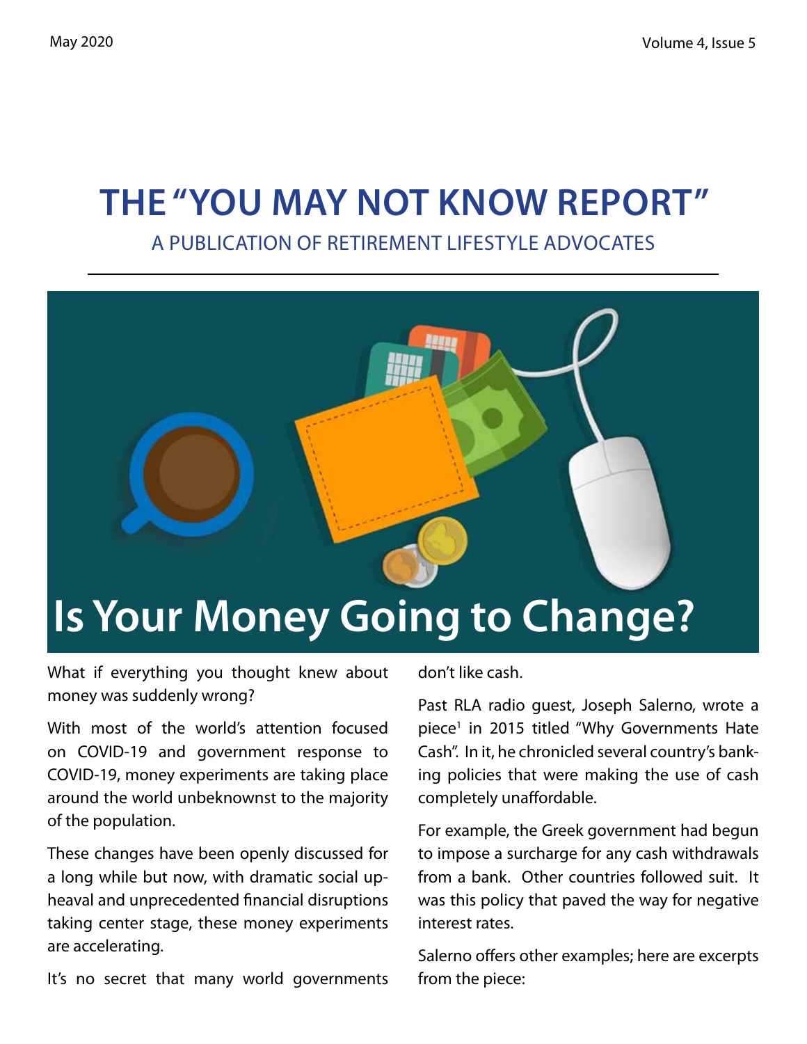# THE "YOU MAY NOT KNOW REPORT"

A PUBLICATION OF RETIREMENT LIFESTYLE ADVOCATES

## Is Your Money Going to Change?

What if everything you thought knew about money was suddenly wrong?

With most of the world's attention focused on COVID-19 and government response to COVID-19, money experiments are taking place around the world unbeknownst to the majority of the population.

These changes have been openly discussed for a long while but now, with dramatic social upheaval and unprecedented financial disruptions taking center stage, these money experiments are accelerating.

It's no secret that many world governments don't like cash.

Past RLA radio guest, Joseph Salerno, wrote a piece[1] in 2015 titled "Why Governments Hate Cash". In it, he chronicled several country's banking policies that were making the use of cash completely unaffordable.

For example, the Greek government had begun to impose a surcharge for any cash withdrawals from a bank. Other countries followed suit. It was this policy that paved the way for negative interest rates.

Salerno offers other examples; here are excerpts from the piece: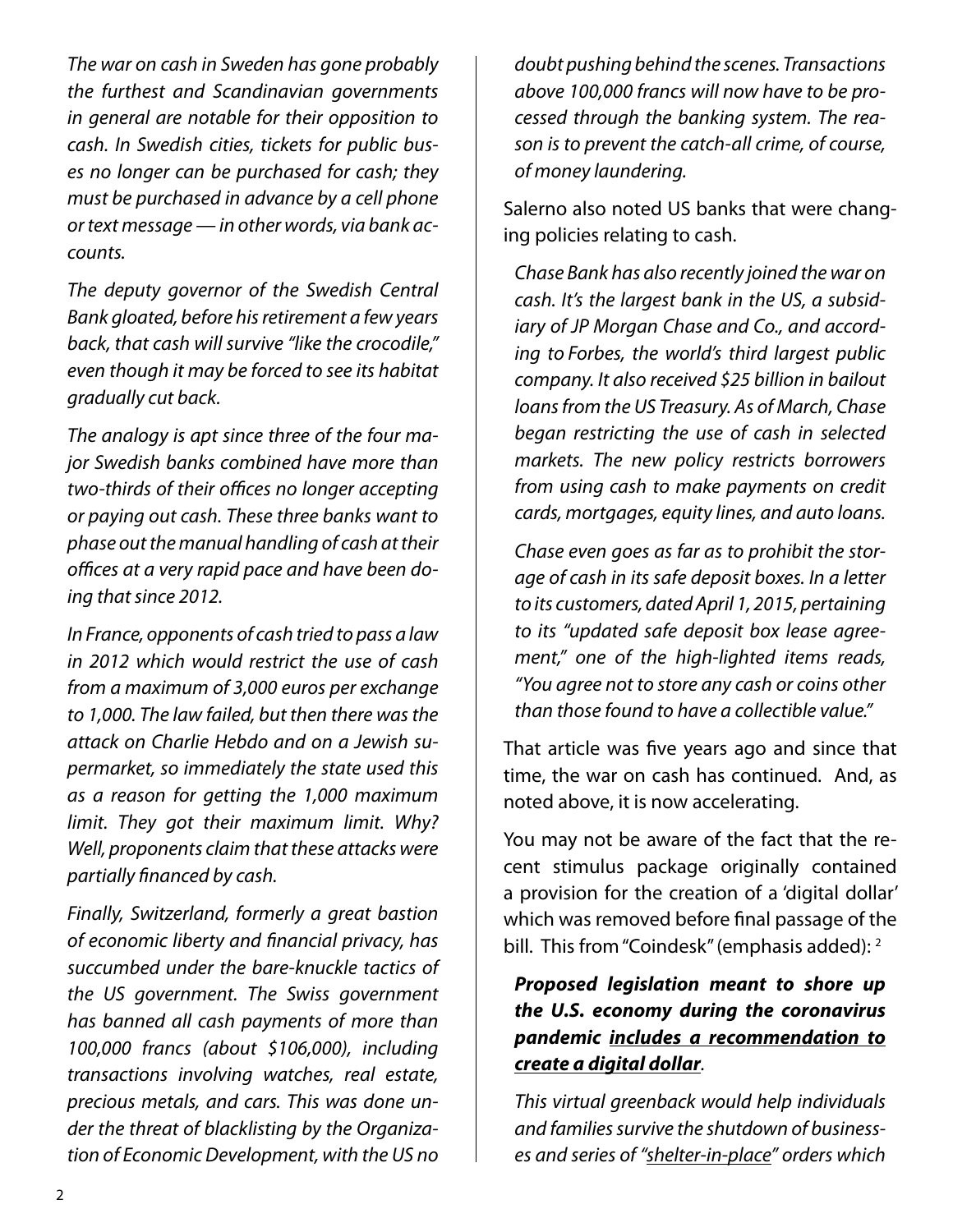*The war on cash in Sweden has gone probably the furthest and Scandinavian governments in general are notable for their opposition to cash. In Swedish cities, tickets for public buses no longer can be purchased for cash; they must be purchased in advance by a cell phone or text message — in other words, via bank accounts.*

*The deputy governor of the Swedish Central Bank gloated, before his retirement a few years back, that cash will survive "like the crocodile," even though it may be forced to see its habitat gradually cut back.*

*The analogy is apt since three of the four major Swedish banks combined have more than two-thirds of their offices no longer accepting or paying out cash. These three banks want to phase out the manual handling of cash at their offices at a very rapid pace and have been doing that since 2012.*

*In France, opponents of cash tried to pass a law in 2012 which would restrict the use of cash from a maximum of 3,000 euros per exchange to 1,000. The law failed, but then there was the attack on Charlie Hebdo and on a Jewish supermarket, so immediately the state used this as a reason for getting the 1,000 maximum limit. They got their maximum limit. Why? Well, proponents claim that these attacks were partially financed by cash.*

*Finally, Switzerland, formerly a great bastion of economic liberty and financial privacy, has succumbed under the bare-knuckle tactics of the US government. The Swiss government has banned all cash payments of more than 100,000 francs (about $106,000), including transactions involving watches, real estate, precious metals, and cars. This was done under the threat of blacklisting by the Organization of Economic Development, with the US no doubt pushing behind the scenes. Transactions above 100,000 francs will now have to be processed through the banking system. The reason is to prevent the catch-all crime, of course, of money laundering.*

Salerno also noted US banks that were changing policies relating to cash.

*Chase Bank has also recently joined the war on cash. It's the largest bank in the US, a subsidiary of JP Morgan Chase and Co., and according to Forbes, the world's third largest public company. It also received $25 billion in bailout loans from the US Treasury. As of March, Chase began restricting the use of cash in selected markets. The new policy restricts borrowers from using cash to make payments on credit cards, mortgages, equity lines, and auto loans.*

*Chase even goes as far as to prohibit the storage of cash in its safe deposit boxes. In a letter to its customers, dated April 1, 2015, pertaining to its "updated safe deposit box lease agreement," one of the high-lighted items reads, "You agree not to store any cash or coins other than those found to have a collectible value."*

That article was five years ago and since that time, the war on cash has continued. And, as noted above, it is now accelerating.

You may not be aware of the fact that the recent stimulus package originally contained a provision for the creation of a 'digital dollar' which was removed before final passage of the bill. This from "Coindesk" (emphasis added): [2]

***Proposed legislation meant to shore up the U.S. economy during the coronavirus pandemic <u>includes a recommendation to create a digital dollar</u>.***

*This virtual greenback would help individuals and families survive the shutdown of businesses and series of "<u>shelter-in-place</u>" orders which*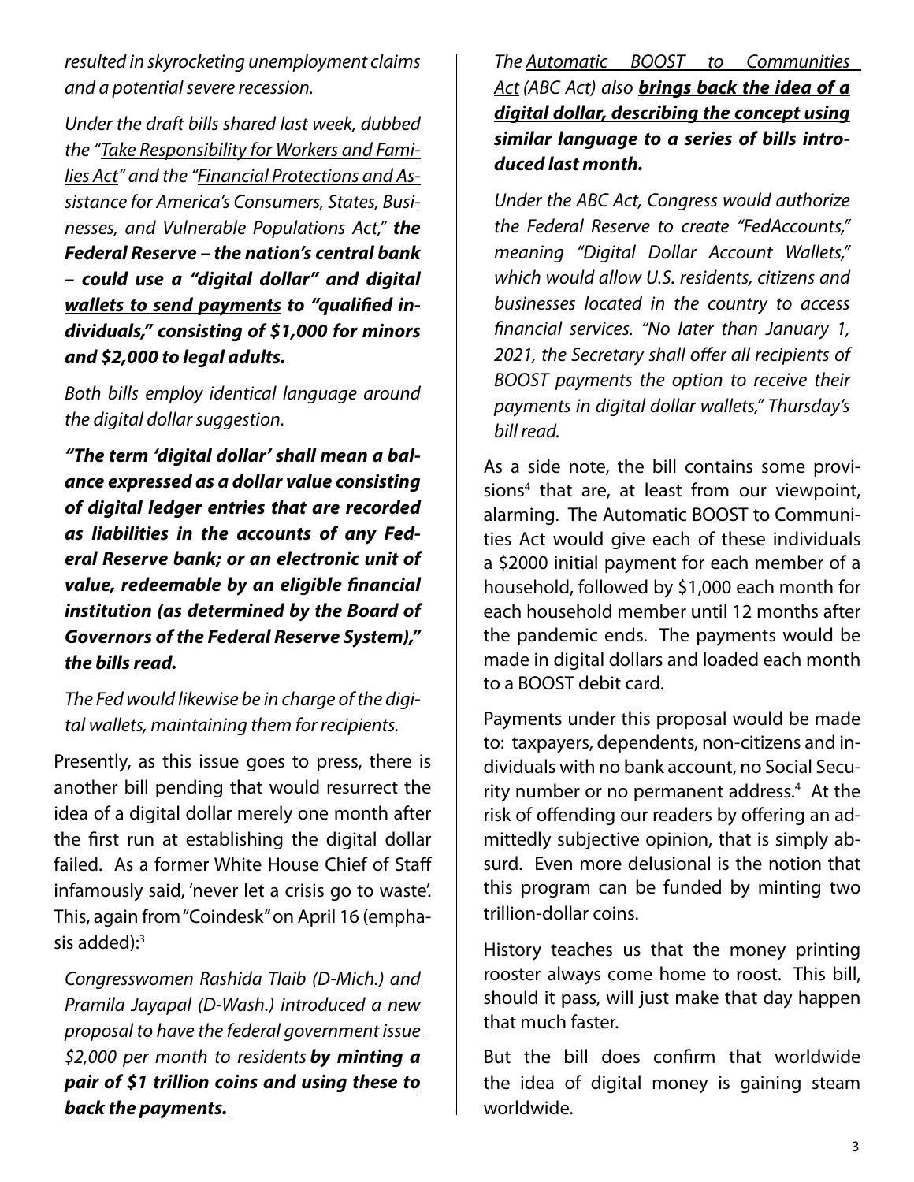*resulted in skyrocketing unemployment claims and a potential severe recession.*

*Under the draft bills shared last week, dubbed the "Take Responsibility for Workers and Families Act" and the "Financial Protections and Assistance for America's Consumers, States, Businesses, and Vulnerable Populations Act," **the Federal Reserve – the nation's central bank – could use a "digital dollar" and digital wallets to send payments to "qualified individuals," consisting of $1,000 for minors and $2,000 to legal adults.***

*Both bills employ identical language around the digital dollar suggestion.*

***"The term 'digital dollar' shall mean a balance expressed as a dollar value consisting of digital ledger entries that are recorded as liabilities in the accounts of any Federal Reserve bank; or an electronic unit of value, redeemable by an eligible financial institution (as determined by the Board of Governors of the Federal Reserve System)," the bills read.***

*The Fed would likewise be in charge of the digital wallets, maintaining them for recipients.*

Presently, as this issue goes to press, there is another bill pending that would resurrect the idea of a digital dollar merely one month after the first run at establishing the digital dollar failed. As a former White House Chief of Staff infamously said, 'never let a crisis go to waste'. This, again from "Coindesk" on April 16 (emphasis added):[3]

*Congresswomen Rashida Tlaib (D-Mich.) and Pramila Jayapal (D-Wash.) introduced a new proposal to have the federal government issue $2,000 per month to residents **by minting a pair of $1 trillion coins and using these to back the payments.***

*The Automatic BOOST to Communities Act (ABC Act) also **brings back the idea of a digital dollar, describing the concept using similar language to a series of bills introduced last month.***

*Under the ABC Act, Congress would authorize the Federal Reserve to create "FedAccounts," meaning "Digital Dollar Account Wallets," which would allow U.S. residents, citizens and businesses located in the country to access financial services. "No later than January 1, 2021, the Secretary shall offer all recipients of BOOST payments the option to receive their payments in digital dollar wallets," Thursday's bill read.*

As a side note, the bill contains some provisions[4] that are, at least from our viewpoint, alarming. The Automatic BOOST to Communities Act would give each of these individuals a $2000 initial payment for each member of a household, followed by $1,000 each month for each household member until 12 months after the pandemic ends. The payments would be made in digital dollars and loaded each month to a BOOST debit card.

Payments under this proposal would be made to: taxpayers, dependents, non-citizens and individuals with no bank account, no Social Security number or no permanent address.[4] At the risk of offending our readers by offering an admittedly subjective opinion, that is simply absurd. Even more delusional is the notion that this program can be funded by minting two trillion-dollar coins.

History teaches us that the money printing rooster always come home to roost. This bill, should it pass, will just make that day happen that much faster.

But the bill does confirm that worldwide the idea of digital money is gaining steam worldwide.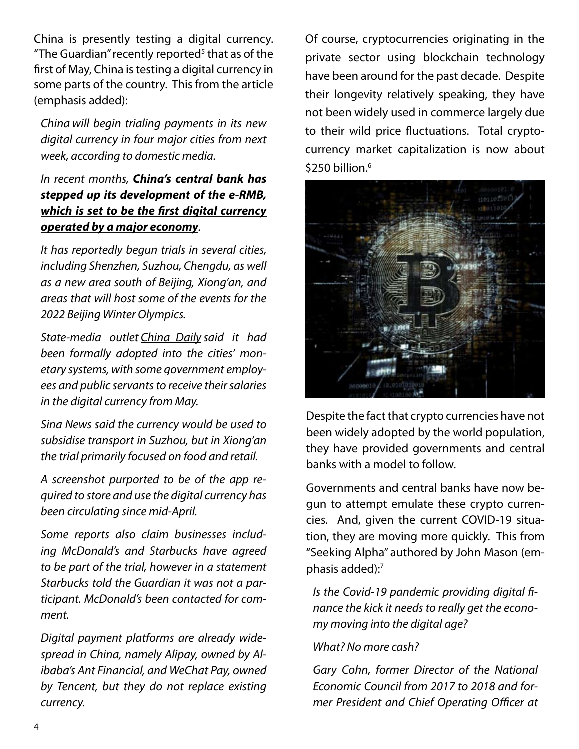China is presently testing a digital currency. "The Guardian" recently reported[5] that as of the first of May, China is testing a digital currency in some parts of the country. This from the article (emphasis added):

> *China will begin trialing payments in its new digital currency in four major cities from next week, according to domestic media.*
>
> *In recent months, **China's central bank has stepped up its development of the e-RMB, which is set to be the first digital currency operated by a major economy**.*
>
> *It has reportedly begun trials in several cities, including Shenzhen, Suzhou, Chengdu, as well as a new area south of Beijing, Xiong'an, and areas that will host some of the events for the 2022 Beijing Winter Olympics.*
>
> *State-media outlet China Daily said it had been formally adopted into the cities' monetary systems, with some government employees and public servants to receive their salaries in the digital currency from May.*
>
> *Sina News said the currency would be used to subsidise transport in Suzhou, but in Xiong'an the trial primarily focused on food and retail.*
>
> *A screenshot purported to be of the app required to store and use the digital currency has been circulating since mid-April.*
>
> *Some reports also claim businesses including McDonald's and Starbucks have agreed to be part of the trial, however in a statement Starbucks told the Guardian it was not a participant. McDonald's been contacted for comment.*
>
> *Digital payment platforms are already widespread in China, namely Alipay, owned by Alibaba's Ant Financial, and WeChat Pay, owned by Tencent, but they do not replace existing currency.*

Of course, cryptocurrencies originating in the private sector using blockchain technology have been around for the past decade. Despite their longevity relatively speaking, they have not been widely used in commerce largely due to their wild price fluctuations. Total cryptocurrency market capitalization is now about $250 billion.[6]

Despite the fact that crypto currencies have not been widely adopted by the world population, they have provided governments and central banks with a model to follow.

Governments and central banks have now begun to attempt emulate these crypto currencies. And, given the current COVID-19 situation, they are moving more quickly. This from "Seeking Alpha" authored by John Mason (emphasis added):[7]

> *Is the Covid-19 pandemic providing digital finance the kick it needs to really get the economy moving into the digital age?*
>
> *What? No more cash?*
>
> *Gary Cohn, former Director of the National Economic Council from 2017 to 2018 and former President and Chief Operating Officer at*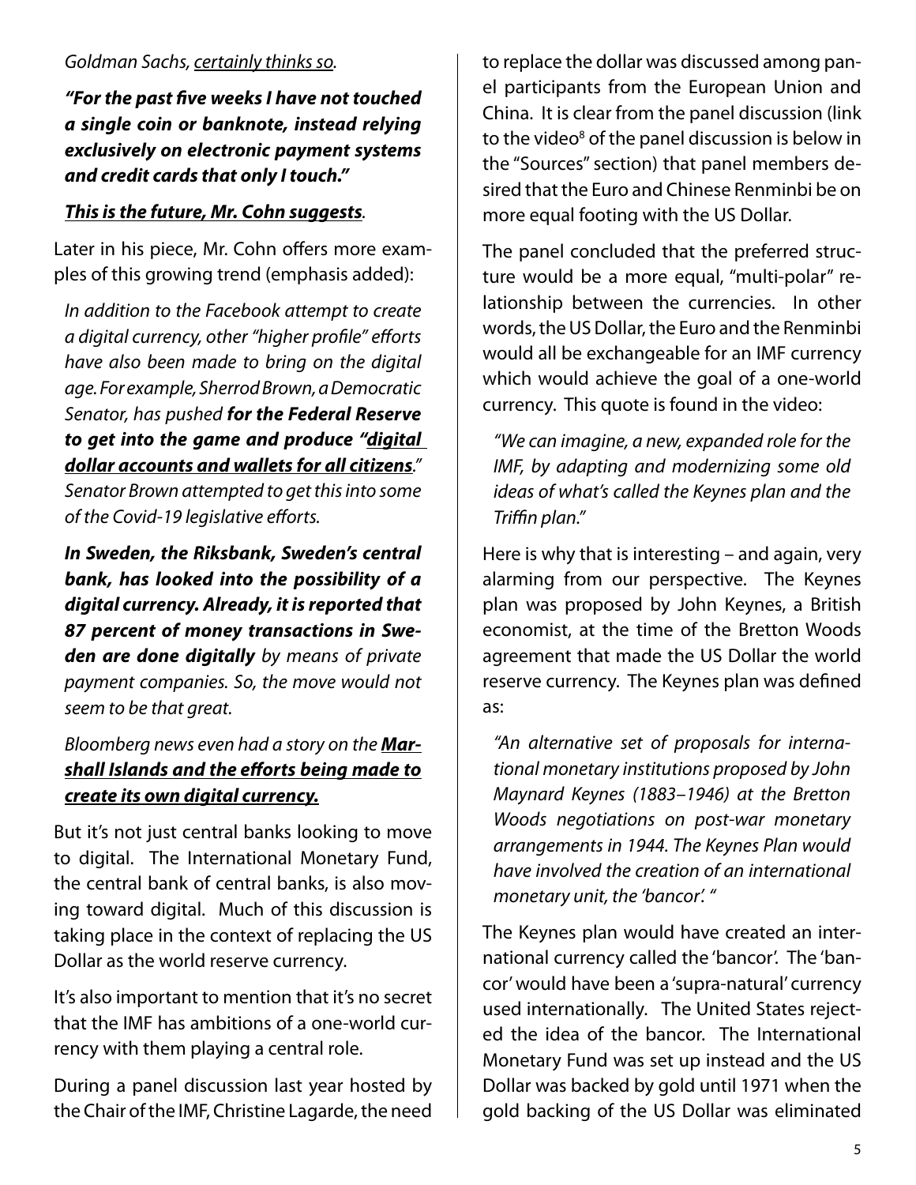*Goldman Sachs, certainly thinks so.*

***"For the past five weeks I have not touched a single coin or banknote, instead relying exclusively on electronic payment systems and credit cards that only I touch."***

***This is the future, Mr. Cohn suggests.***

Later in his piece, Mr. Cohn offers more examples of this growing trend (emphasis added):

*In addition to the Facebook attempt to create a digital currency, other "higher profile" efforts have also been made to bring on the digital age. For example, Sherrod Brown, a Democratic Senator, has pushed **for the Federal Reserve to get into the game and produce "digital dollar accounts and wallets for all citizens**." Senator Brown attempted to get this into some of the Covid-19 legislative efforts.*

***In Sweden, the Riksbank, Sweden's central bank, has looked into the possibility of a digital currency. Already, it is reported that 87 percent of money transactions in Sweden are done digitally** by means of private payment companies. So, the move would not seem to be that great.*

*Bloomberg news even had a story on the **Marshall Islands and the efforts being made to create its own digital currency.***

But it's not just central banks looking to move to digital. The International Monetary Fund, the central bank of central banks, is also moving toward digital. Much of this discussion is taking place in the context of replacing the US Dollar as the world reserve currency.

It's also important to mention that it's no secret that the IMF has ambitions of a one-world currency with them playing a central role.

During a panel discussion last year hosted by the Chair of the IMF, Christine Lagarde, the need to replace the dollar was discussed among panel participants from the European Union and China. It is clear from the panel discussion (link to the video[8] of the panel discussion is below in the "Sources" section) that panel members desired that the Euro and Chinese Renminbi be on more equal footing with the US Dollar.

The panel concluded that the preferred structure would be a more equal, "multi-polar" relationship between the currencies. In other words, the US Dollar, the Euro and the Renminbi would all be exchangeable for an IMF currency which would achieve the goal of a one-world currency. This quote is found in the video:

*"We can imagine, a new, expanded role for the IMF, by adapting and modernizing some old ideas of what's called the Keynes plan and the Triffin plan."*

Here is why that is interesting – and again, very alarming from our perspective. The Keynes plan was proposed by John Keynes, a British economist, at the time of the Bretton Woods agreement that made the US Dollar the world reserve currency. The Keynes plan was defined as:

*"An alternative set of proposals for international monetary institutions proposed by John Maynard Keynes (1883–1946) at the Bretton Woods negotiations on post-war monetary arrangements in 1944. The Keynes Plan would have involved the creation of an international monetary unit, the 'bancor'. "*

The Keynes plan would have created an international currency called the 'bancor'. The 'bancor' would have been a 'supra-natural' currency used internationally. The United States rejected the idea of the bancor. The International Monetary Fund was set up instead and the US Dollar was backed by gold until 1971 when the gold backing of the US Dollar was eliminated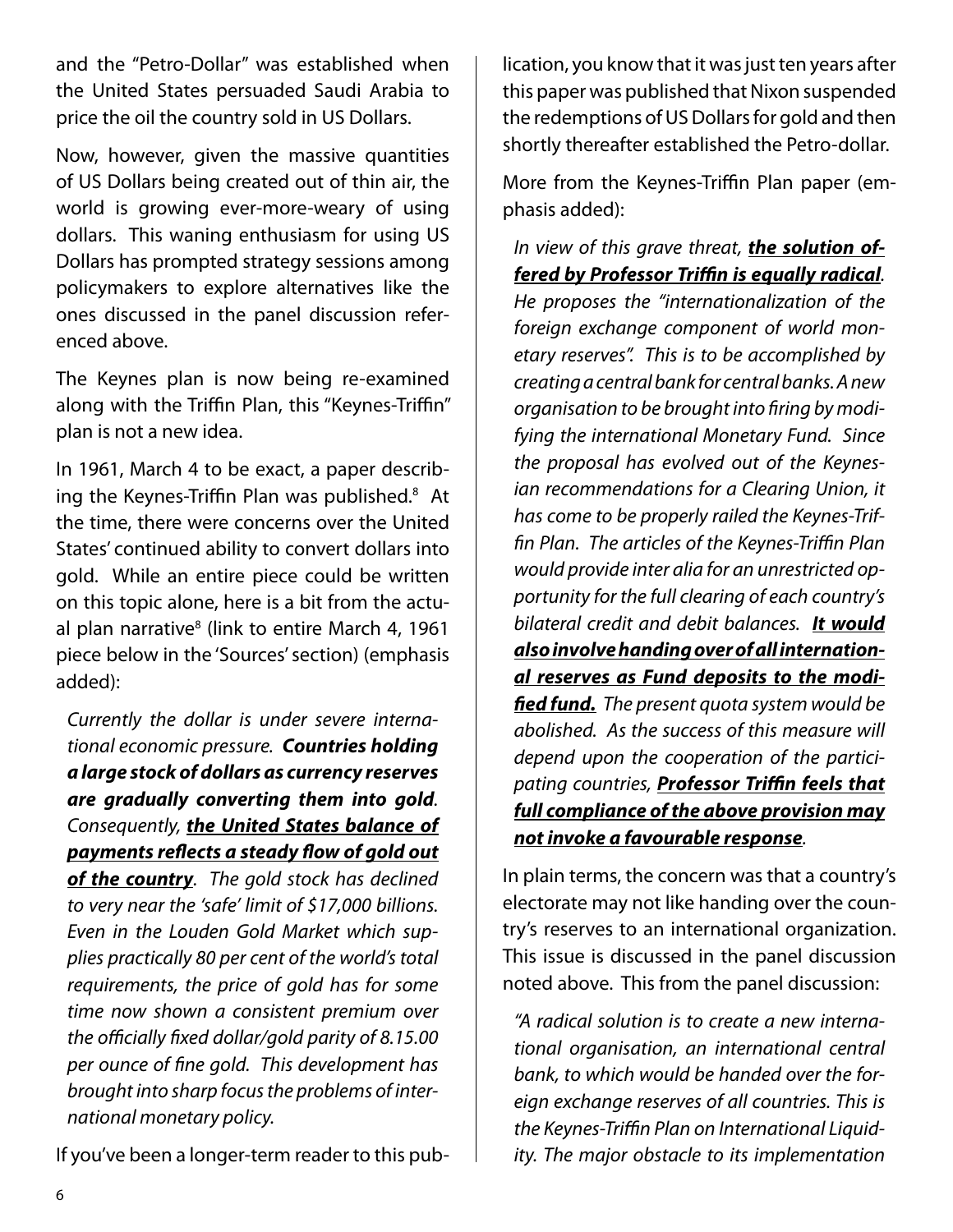and the "Petro-Dollar" was established when the United States persuaded Saudi Arabia to price the oil the country sold in US Dollars.

Now, however, given the massive quantities of US Dollars being created out of thin air, the world is growing ever-more-weary of using dollars. This waning enthusiasm for using US Dollars has prompted strategy sessions among policymakers to explore alternatives like the ones discussed in the panel discussion referenced above.

The Keynes plan is now being re-examined along with the Triffin Plan, this "Keynes-Triffin" plan is not a new idea.

In 1961, March 4 to be exact, a paper describing the Keynes-Triffin Plan was published.[8] At the time, there were concerns over the United States' continued ability to convert dollars into gold. While an entire piece could be written on this topic alone, here is a bit from the actual plan narrative[8] (link to entire March 4, 1961 piece below in the 'Sources' section) (emphasis added):

> *Currently the dollar is under severe international economic pressure. **Countries holding a large stock of dollars as currency reserves are gradually converting them into gold**. Consequently, **<u>the United States balance of payments reflects a steady flow of gold out of the country</u>**. The gold stock has declined to very near the 'safe' limit of $17,000 billions. Even in the Louden Gold Market which supplies practically 80 per cent of the world's total requirements, the price of gold has for some time now shown a consistent premium over the officially fixed dollar/gold parity of 8.15.00 per ounce of fine gold. This development has brought into sharp focus the problems of international monetary policy.*

If you've been a longer-term reader to this publication, you know that it was just ten years after this paper was published that Nixon suspended the redemptions of US Dollars for gold and then shortly thereafter established the Petro-dollar.

More from the Keynes-Triffin Plan paper (emphasis added):

> *In view of this grave threat, **<u>the solution offered by Professor Triffin is equally radical</u>**. He proposes the "internationalization of the foreign exchange component of world monetary reserves". This is to be accomplished by creating a central bank for central banks. A new organisation to be brought into firing by modifying the international Monetary Fund. Since the proposal has evolved out of the Keynesian recommendations for a Clearing Union, it has come to be properly railed the Keynes-Triffin Plan. The articles of the Keynes-Triffin Plan would provide inter alia for an unrestricted opportunity for the full clearing of each country's bilateral credit and debit balances. **<u>It would also involve handing over of all international reserves as Fund deposits to the modified fund.</u>** The present quota system would be abolished. As the success of this measure will depend upon the cooperation of the participating countries, **<u>Professor Triffin feels that full compliance of the above provision may not invoke a favourable response</u>**.*

In plain terms, the concern was that a country's electorate may not like handing over the country's reserves to an international organization. This issue is discussed in the panel discussion noted above. This from the panel discussion:

> *"A radical solution is to create a new international organisation, an international central bank, to which would be handed over the foreign exchange reserves of all countries. This is the Keynes-Triffin Plan on International Liquidity. The major obstacle to its implementation*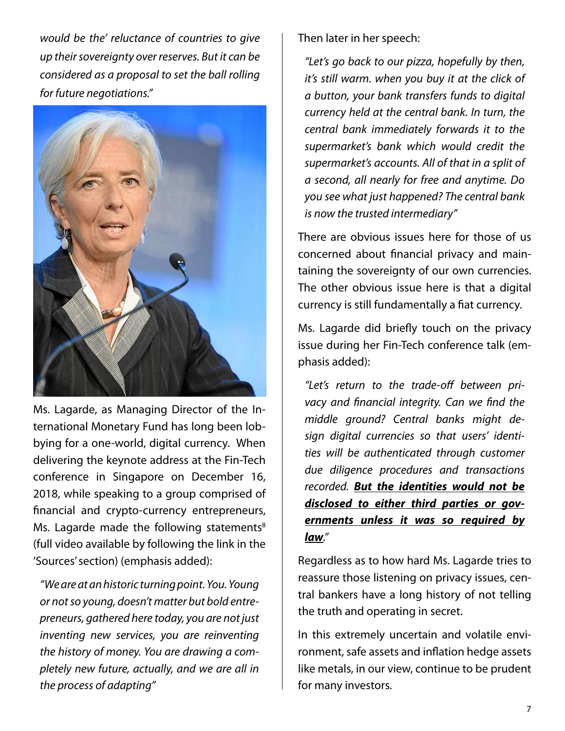*would be the' reluctance of countries to give up their sovereignty over reserves. But it can be considered as a proposal to set the ball rolling for future negotiations."*

Ms. Lagarde, as Managing Director of the International Monetary Fund has long been lobbying for a one-world, digital currency. When delivering the keynote address at the Fin-Tech conference in Singapore on December 16, 2018, while speaking to a group comprised of financial and crypto-currency entrepreneurs, Ms. Lagarde made the following statements[8] (full video available by following the link in the 'Sources' section) (emphasis added):

> *"We are at an historic turning point. You. Young or not so young, doesn't matter but bold entrepreneurs, gathered here today, you are not just inventing new services, you are reinventing the history of money. You are drawing a completely new future, actually, and we are all in the process of adapting"*

Then later in her speech:

> *"Let's go back to our pizza, hopefully by then, it's still warm. when you buy it at the click of a button, your bank transfers funds to digital currency held at the central bank. In turn, the central bank immediately forwards it to the supermarket's bank which would credit the supermarket's accounts. All of that in a split of a second, all nearly for free and anytime. Do you see what just happened? The central bank is now the trusted intermediary"*

There are obvious issues here for those of us concerned about financial privacy and maintaining the sovereignty of our own currencies. The other obvious issue here is that a digital currency is still fundamentally a fiat currency.

Ms. Lagarde did briefly touch on the privacy issue during her Fin-Tech conference talk (emphasis added):

> *"Let's return to the trade-off between privacy and financial integrity. Can we find the middle ground? Central banks might design digital currencies so that users' identities will be authenticated through customer due diligence procedures and transactions recorded. **But the identities would not be disclosed to either third parties or governments unless it was so required by law**."*

Regardless as to how hard Ms. Lagarde tries to reassure those listening on privacy issues, central bankers have a long history of not telling the truth and operating in secret.

In this extremely uncertain and volatile environment, safe assets and inflation hedge assets like metals, in our view, continue to be prudent for many investors.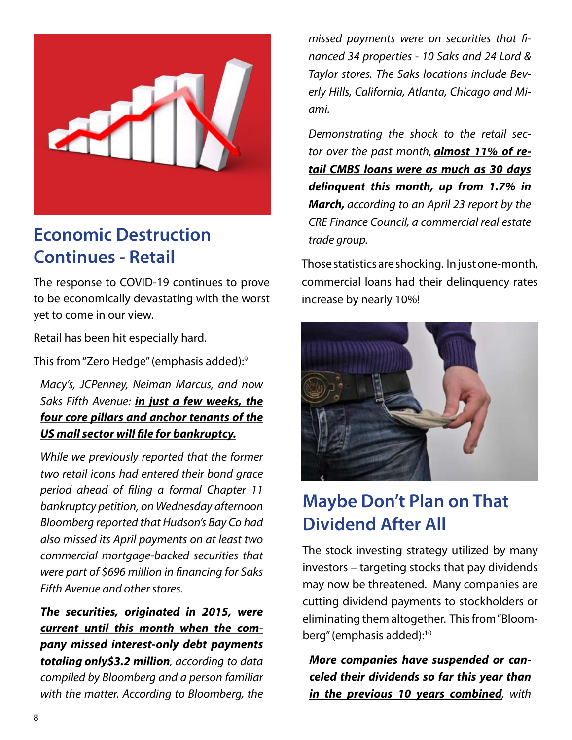## Economic Destruction Continues - Retail

The response to COVID-19 continues to prove to be economically devastating with the worst yet to come in our view.

Retail has been hit especially hard.

This from "Zero Hedge" (emphasis added):[9]

> *Macy's, JCPenney, Neiman Marcus, and now Saks Fifth Avenue:* ***in just a few weeks, the four core pillars and anchor tenants of the US mall sector will file for bankruptcy.***
>
> *While we previously reported that the former two retail icons had entered their bond grace period ahead of filing a formal Chapter 11 bankruptcy petition, on Wednesday afternoon Bloomberg reported that Hudson's Bay Co had also missed its April payments on at least two commercial mortgage-backed securities that were part of $696 million in financing for Saks Fifth Avenue and other stores.*
>
> ***The securities, originated in 2015, were current until this month when the company missed interest-only debt payments totaling only$3.2 million****, according to data compiled by Bloomberg and a person familiar with the matter. According to Bloomberg, the missed payments were on securities that financed 34 properties - 10 Saks and 24 Lord & Taylor stores. The Saks locations include Beverly Hills, California, Atlanta, Chicago and Miami.*
>
> *Demonstrating the shock to the retail sector over the past month,* ***almost 11% of retail CMBS loans were as much as 30 days delinquent this month, up from 1.7% in March,*** *according to an April 23 report by the CRE Finance Council, a commercial real estate trade group.*

Those statistics are shocking. In just one-month, commercial loans had their delinquency rates increase by nearly 10%!

## Maybe Don't Plan on That Dividend After All

The stock investing strategy utilized by many investors – targeting stocks that pay dividends may now be threatened. Many companies are cutting dividend payments to stockholders or eliminating them altogether. This from "Bloomberg" (emphasis added):[10]

> ***More companies have suspended or canceled their dividends so far this year than in the previous 10 years combined****, with*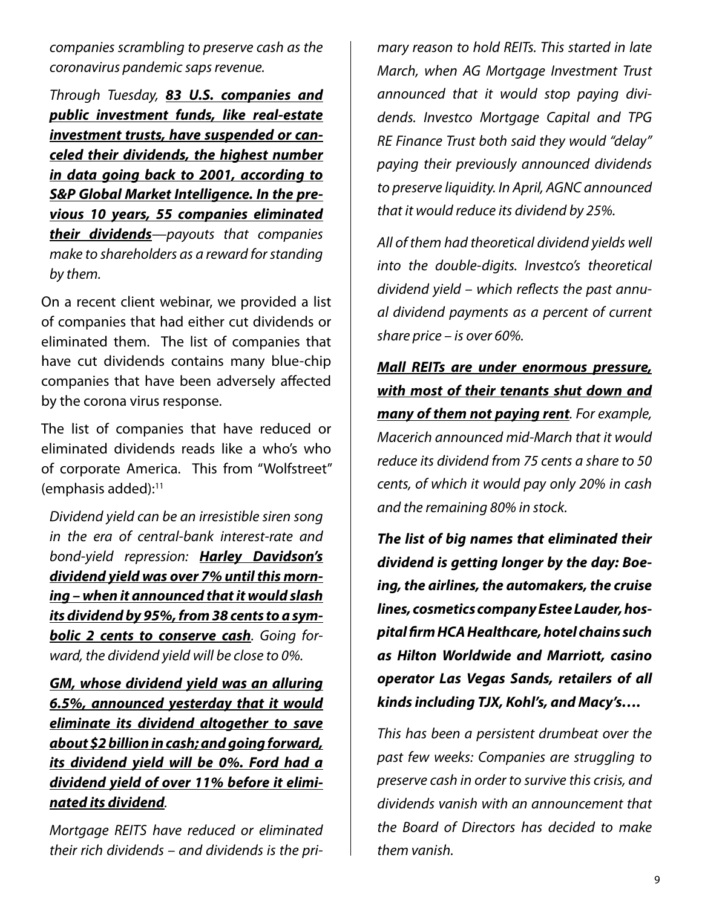*companies scrambling to preserve cash as the coronavirus pandemic saps revenue.*

*Through Tuesday, **<u>83 U.S. companies and public investment funds, like real-estate investment trusts, have suspended or canceled their dividends, the highest number in data going back to 2001, according to S&P Global Market Intelligence. In the previous 10 years, 55 companies eliminated their dividends</u>**—payouts that companies make to shareholders as a reward for standing by them.*

On a recent client webinar, we provided a list of companies that had either cut dividends or eliminated them. The list of companies that have cut dividends contains many blue-chip companies that have been adversely affected by the corona virus response.

The list of companies that have reduced or eliminated dividends reads like a who's who of corporate America. This from "Wolfstreet" (emphasis added):[11]

*Dividend yield can be an irresistible siren song in the era of central-bank interest-rate and bond-yield repression: **<u>Harley Davidson's dividend yield was over 7% until this morning – when it announced that it would slash its dividend by 95%, from 38 cents to a symbolic 2 cents to conserve cash</u>**. Going forward, the dividend yield will be close to 0%.*

***<u>GM, whose dividend yield was an alluring 6.5%, announced yesterday that it would eliminate its dividend altogether to save about $2 billion in cash; and going forward, its dividend yield will be 0%. Ford had a dividend yield of over 11% before it eliminated its dividend</u>**.*

*Mortgage REITS have reduced or eliminated their rich dividends – and dividends is the primary reason to hold REITs. This started in late March, when AG Mortgage Investment Trust announced that it would stop paying dividends. Investco Mortgage Capital and TPG RE Finance Trust both said they would "delay" paying their previously announced dividends to preserve liquidity. In April, AGNC announced that it would reduce its dividend by 25%.*

*All of them had theoretical dividend yields well into the double-digits. Investco's theoretical dividend yield – which reflects the past annual dividend payments as a percent of current share price – is over 60%.*

***<u>Mall REITs are under enormous pressure, with most of their tenants shut down and many of them not paying rent</u>**. For example, Macerich announced mid-March that it would reduce its dividend from 75 cents a share to 50 cents, of which it would pay only 20% in cash and the remaining 80% in stock.*

***The list of big names that eliminated their dividend is getting longer by the day: Boeing, the airlines, the automakers, the cruise lines, cosmetics company Estee Lauder, hospital firm HCA Healthcare, hotel chains such as Hilton Worldwide and Marriott, casino operator Las Vegas Sands, retailers of all kinds including TJX, Kohl's, and Macy's….***

*This has been a persistent drumbeat over the past few weeks: Companies are struggling to preserve cash in order to survive this crisis, and dividends vanish with an announcement that the Board of Directors has decided to make them vanish.*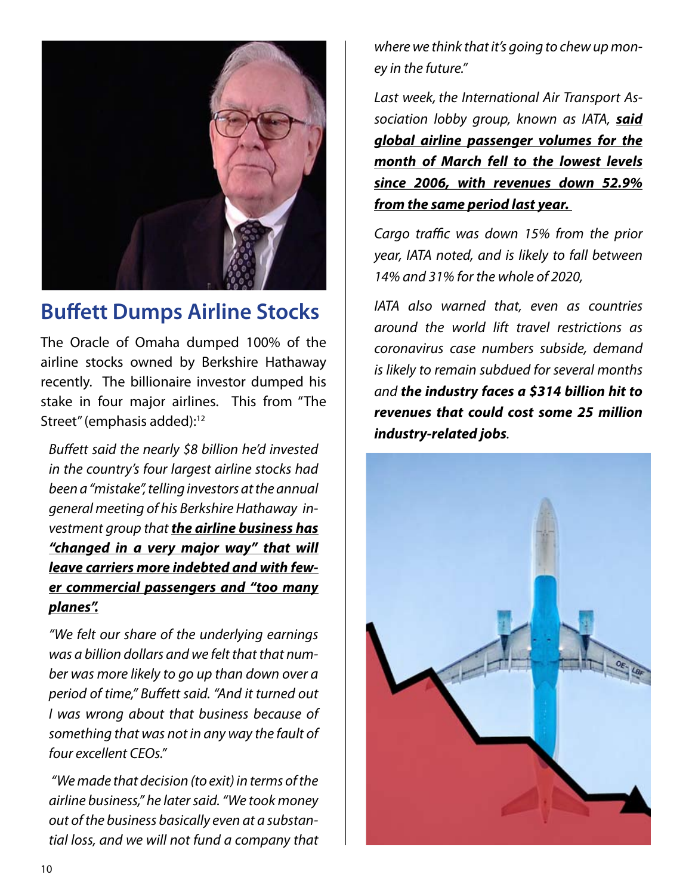## Buffett Dumps Airline Stocks

The Oracle of Omaha dumped 100% of the airline stocks owned by Berkshire Hathaway recently. The billionaire investor dumped his stake in four major airlines. This from "The Street" (emphasis added):[12]

> *Buffett said the nearly $8 billion he'd invested in the country's four largest airline stocks had been a "mistake", telling investors at the annual general meeting of his Berkshire Hathaway investment group that **the airline business has "changed in a very major way" that will leave carriers more indebted and with fewer commercial passengers and "too many planes".***
>
> *"We felt our share of the underlying earnings was a billion dollars and we felt that that number was more likely to go up than down over a period of time," Buffett said. "And it turned out I was wrong about that business because of something that was not in any way the fault of four excellent CEOs."*
>
> *"We made that decision (to exit) in terms of the airline business," he later said. "We took money out of the business basically even at a substantial loss, and we will not fund a company that where we think that it's going to chew up money in the future."*
>
> *Last week, the International Air Transport Association lobby group, known as IATA, **said global airline passenger volumes for the month of March fell to the lowest levels since 2006, with revenues down 52.9% from the same period last year.***
>
> *Cargo traffic was down 15% from the prior year, IATA noted, and is likely to fall between 14% and 31% for the whole of 2020,*
>
> *IATA also warned that, even as countries around the world lift travel restrictions as coronavirus case numbers subside, demand is likely to remain subdued for several months and **the industry faces a $314 billion hit to revenues that could cost some 25 million industry-related jobs**.*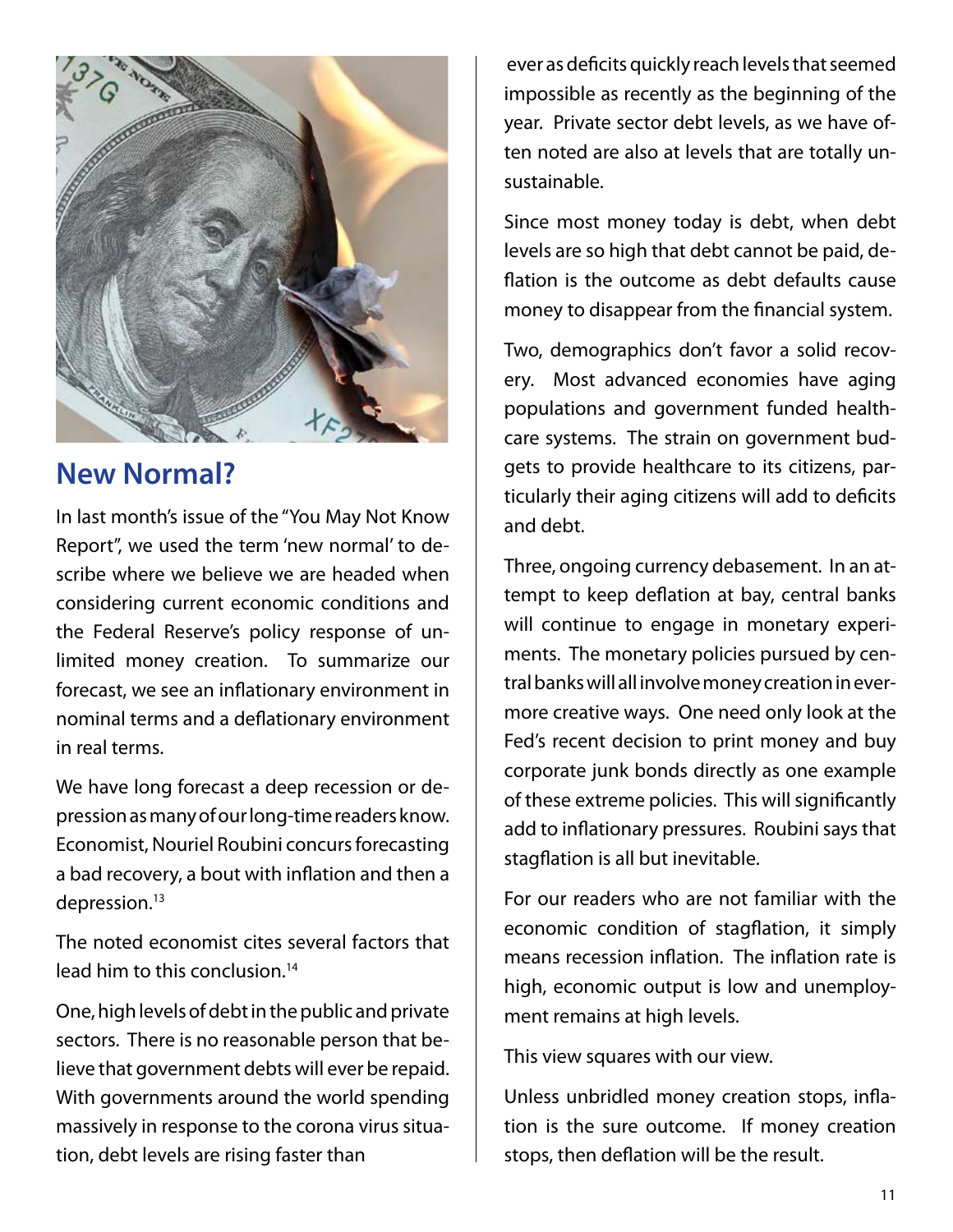## New Normal?

In last month's issue of the "You May Not Know Report", we used the term 'new normal' to describe where we believe we are headed when considering current economic conditions and the Federal Reserve's policy response of unlimited money creation. To summarize our forecast, we see an inflationary environment in nominal terms and a deflationary environment in real terms.

We have long forecast a deep recession or depression as many of our long-time readers know. Economist, Nouriel Roubini concurs forecasting a bad recovery, a bout with inflation and then a depression.[13]

The noted economist cites several factors that lead him to this conclusion.[14]

One, high levels of debt in the public and private sectors. There is no reasonable person that believe that government debts will ever be repaid. With governments around the world spending massively in response to the corona virus situation, debt levels are rising faster than ever as deficits quickly reach levels that seemed impossible as recently as the beginning of the year. Private sector debt levels, as we have often noted are also at levels that are totally unsustainable.

Since most money today is debt, when debt levels are so high that debt cannot be paid, deflation is the outcome as debt defaults cause money to disappear from the financial system.

Two, demographics don't favor a solid recovery. Most advanced economies have aging populations and government funded healthcare systems. The strain on government budgets to provide healthcare to its citizens, particularly their aging citizens will add to deficits and debt.

Three, ongoing currency debasement. In an attempt to keep deflation at bay, central banks will continue to engage in monetary experiments. The monetary policies pursued by central banks will all involve money creation in evermore creative ways. One need only look at the Fed's recent decision to print money and buy corporate junk bonds directly as one example of these extreme policies. This will significantly add to inflationary pressures. Roubini says that stagflation is all but inevitable.

For our readers who are not familiar with the economic condition of stagflation, it simply means recession inflation. The inflation rate is high, economic output is low and unemployment remains at high levels.

This view squares with our view.

Unless unbridled money creation stops, inflation is the sure outcome. If money creation stops, then deflation will be the result.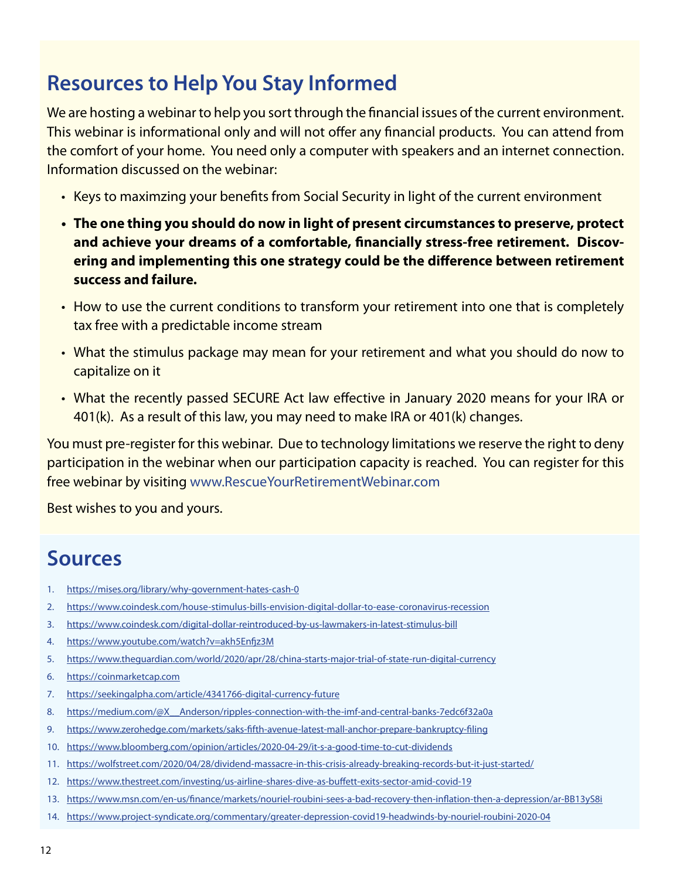## Resources to Help You Stay Informed

We are hosting a webinar to help you sort through the financial issues of the current environment. This webinar is informational only and will not offer any financial products. You can attend from the comfort of your home. You need only a computer with speakers and an internet connection. Information discussed on the webinar:

- Keys to maximzing your benefits from Social Security in light of the current environment
- **The one thing you should do now in light of present circumstances to preserve, protect and achieve your dreams of a comfortable, financially stress-free retirement. Discovering and implementing this one strategy could be the difference between retirement success and failure.**
- How to use the current conditions to transform your retirement into one that is completely tax free with a predictable income stream
- What the stimulus package may mean for your retirement and what you should do now to capitalize on it
- What the recently passed SECURE Act law effective in January 2020 means for your IRA or 401(k). As a result of this law, you may need to make IRA or 401(k) changes.

You must pre-register for this webinar. Due to technology limitations we reserve the right to deny participation in the webinar when our participation capacity is reached. You can register for this free webinar by visiting www.RescueYourRetirementWebinar.com

Best wishes to you and yours.

## Sources

1. https://mises.org/library/why-government-hates-cash-0
2. https://www.coindesk.com/house-stimulus-bills-envision-digital-dollar-to-ease-coronavirus-recession
3. https://www.coindesk.com/digital-dollar-reintroduced-by-us-lawmakers-in-latest-stimulus-bill
4. https://www.youtube.com/watch?v=akh5Enfjz3M
5. https://www.theguardian.com/world/2020/apr/28/china-starts-major-trial-of-state-run-digital-currency
6. https://coinmarketcap.com
7. https://seekingalpha.com/article/4341766-digital-currency-future
8. https://medium.com/@X__Anderson/ripples-connection-with-the-imf-and-central-banks-7edc6f32a0a
9. https://www.zerohedge.com/markets/saks-fifth-avenue-latest-mall-anchor-prepare-bankruptcy-filing
10. https://www.bloomberg.com/opinion/articles/2020-04-29/it-s-a-good-time-to-cut-dividends
11. https://wolfstreet.com/2020/04/28/dividend-massacre-in-this-crisis-already-breaking-records-but-it-just-started/
12. https://www.thestreet.com/investing/us-airline-shares-dive-as-buffett-exits-sector-amid-covid-19
13. https://www.msn.com/en-us/finance/markets/nouriel-roubini-sees-a-bad-recovery-then-inflation-then-a-depression/ar-BB13yS8i
14. https://www.project-syndicate.org/commentary/greater-depression-covid19-headwinds-by-nouriel-roubini-2020-04